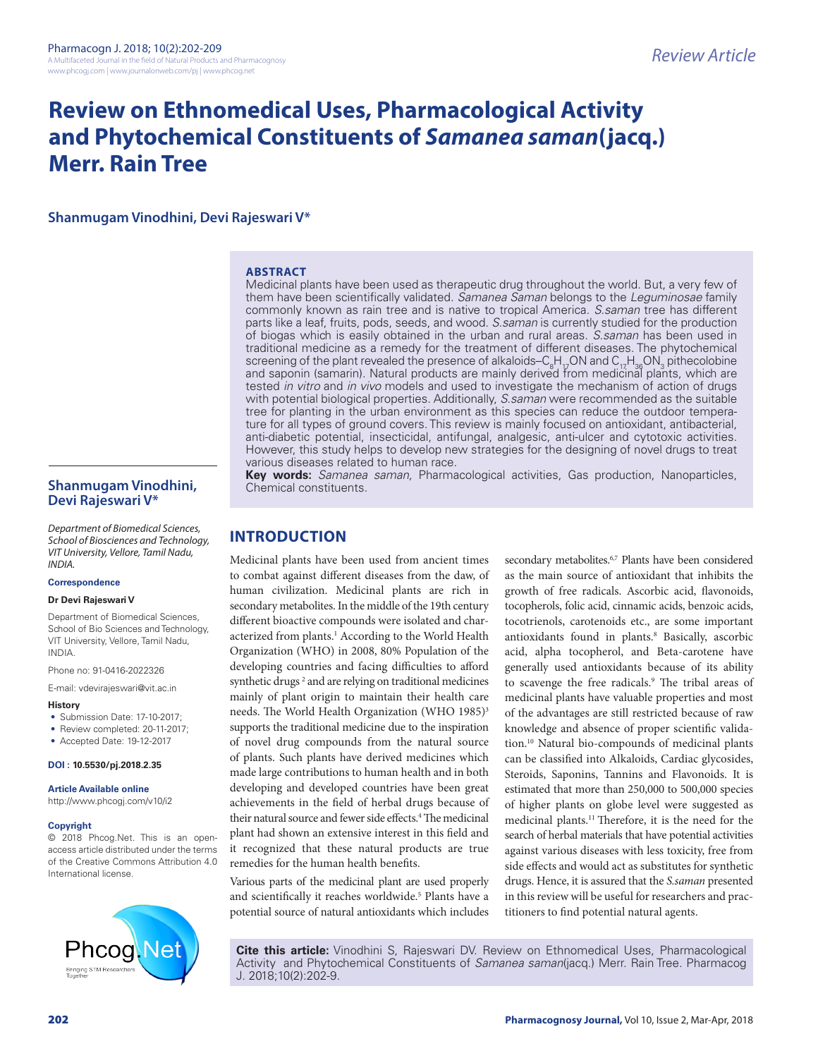Review Article

# Review on Ethnomedical Uses, Pharmacological Activity and Phytochemical Constituents of *Samanea saman*(jacq.) Merr. Rain Tree

**Shanmugam Vinodhini, Devi Rajeswari V***

## ABSTRACT

Medicinal plants have been used as therapeutic drug throughout the world. But, a very few of them have been scientifically validated. *Samanea Saman* belongs to the *Leguminosae* family commonly known as rain tree and is native to tropical America. *S.saman* tree has different parts like a leaf, fruits, pods, seeds, and wood. *S.saman* is currently studied for the production of biogas which is easily obtained in the urban and rural areas. *S.saman* has been used in traditional medicine as a remedy for the treatment of different diseases. The phytochemical screening of the plant revealed the presence of alkaloids–$C_8H_{17}ON$ and $C_{17}H_{36}ON_3$ pithecolobine and saponin (samarin). Natural products are mainly derived from medicinal plants, which are tested *in vitro* and *in vivo* models and used to investigate the mechanism of action of drugs with potential biological properties. Additionally, *S.saman* were recommended as the suitable tree for planting in the urban environment as this species can reduce the outdoor temperature for all types of ground covers. This review is mainly focused on antioxidant, antibacterial, anti-diabetic potential, insecticidal, antifungal, analgesic, anti-ulcer and cytotoxic activities. However, this study helps to develop new strategies for the designing of novel drugs to treat various diseases related to human race.

**Key words:** *Samanea saman,* Pharmacological activities, Gas production, Nanoparticles, Chemical constituents.

**Shanmugam Vinodhini, Devi Rajeswari V***

*Department of Biomedical Sciences, School of Biosciences and Technology, VIT University, Vellore, Tamil Nadu, INDIA.*

**Correspondence**

**Dr Devi Rajeswari V**

Department of Biomedical Sciences, School of Bio Sciences and Technology, VIT University, Vellore, Tamil Nadu, INDIA.

Phone no: 91-0416-2022326

E-mail: vdevirajeswari@vit.ac.in

**History**

- Submission Date: 17-10-2017;
- Review completed: 20-11-2017;
- Accepted Date: 19-12-2017

**DOI : 10.5530/pj.2018.2.35**

**Article Available online**

http://www.phcogj.com/v10/i2

**Copyright**

© 2018 Phcog.Net. This is an open-access article distributed under the terms of the Creative Commons Attribution 4.0 International license.

## INTRODUCTION

Medicinal plants have been used from ancient times to combat against different diseases from the daw, of human civilization. Medicinal plants are rich in secondary metabolites. In the middle of the 19th century different bioactive compounds were isolated and characterized from plants.[1] According to the World Health Organization (WHO) in 2008, 80% Population of the developing countries and facing difficulties to afford synthetic drugs [2] and are relying on traditional medicines mainly of plant origin to maintain their health care needs. The World Health Organization (WHO 1985)[3] supports the traditional medicine due to the inspiration of novel drug compounds from the natural source of plants. Such plants have derived medicines which made large contributions to human health and in both developing and developed countries have been great achievements in the field of herbal drugs because of their natural source and fewer side effects.[4] The medicinal plant had shown an extensive interest in this field and it recognized that these natural products are true remedies for the human health benefits.

Various parts of the medicinal plant are used properly and scientifically it reaches worldwide.[5] Plants have a potential source of natural antioxidants which includes secondary metabolites.[6,7] Plants have been considered as the main source of antioxidant that inhibits the growth of free radicals. Ascorbic acid, flavonoids, tocopherols, folic acid, cinnamic acids, benzoic acids, tocotrienols, carotenoids etc., are some important antioxidants found in plants.[8] Basically, ascorbic acid, alpha tocopherol, and Beta-carotene have generally used antioxidants because of its ability to scavenge the free radicals.[9] The tribal areas of medicinal plants have valuable properties and most of the advantages are still restricted because of raw knowledge and absence of proper scientific validation.[10] Natural bio-compounds of medicinal plants can be classified into Alkaloids, Cardiac glycosides, Steroids, Saponins, Tannins and Flavonoids. It is estimated that more than 250,000 to 500,000 species of higher plants on globe level were suggested as medicinal plants.[11] Therefore, it is the need for the search of herbal materials that have potential activities against various diseases with less toxicity, free from side effects and would act as substitutes for synthetic drugs. Hence, it is assured that the *S.saman* presented in this review will be useful for researchers and practitioners to find potential natural agents.

**Cite this article:** Vinodhini S, Rajeswari DV. Review on Ethnomedical Uses, Pharmacological Activity and Phytochemical Constituents of *Samanea saman*(jacq.) Merr. Rain Tree. Pharmacog J. 2018;10(2):202-9.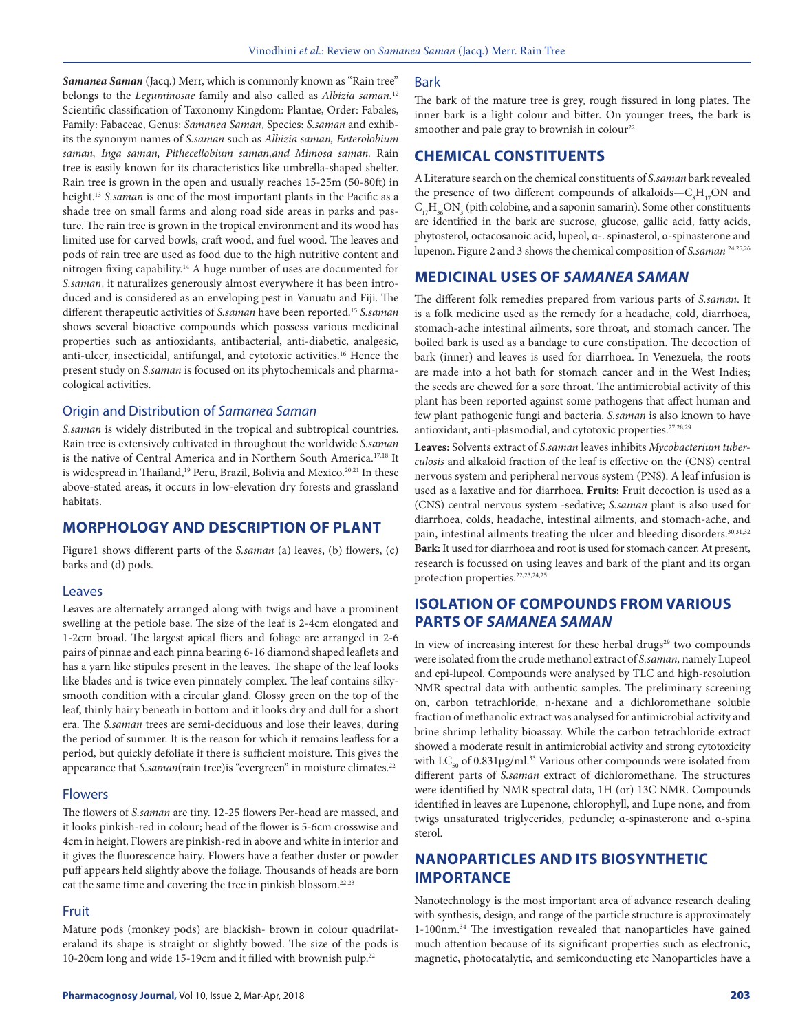***Samanea Saman*** (Jacq.) Merr, which is commonly known as "Rain tree" belongs to the *Leguminosae* family and also called as *Albizia saman.*[12] Scientific classification of Taxonomy Kingdom: Plantae, Order: Fabales, Family: Fabaceae, Genus: *Samanea Saman*, Species: *S.saman* and exhibits the synonym names of *S.saman* such as *Albizia saman, Enterolobium saman, Inga saman, Pithecellobium saman,and Mimosa saman.* Rain tree is easily known for its characteristics like umbrella-shaped shelter. Rain tree is grown in the open and usually reaches 15-25m (50-80ft) in height.[13] *S.saman* is one of the most important plants in the Pacific as a shade tree on small farms and along road side areas in parks and pasture. The rain tree is grown in the tropical environment and its wood has limited use for carved bowls, craft wood, and fuel wood. The leaves and pods of rain tree are used as food due to the high nutritive content and nitrogen fixing capability.[14] A huge number of uses are documented for *S.saman*, it naturalizes generously almost everywhere it has been introduced and is considered as an enveloping pest in Vanuatu and Fiji. The different therapeutic activities of *S.saman* have been reported.[15] *S.saman* shows several bioactive compounds which possess various medicinal properties such as antioxidants, antibacterial, anti-diabetic, analgesic, anti-ulcer, insecticidal, antifungal, and cytotoxic activities.[16] Hence the present study on *S.saman* is focused on its phytochemicals and pharmacological activities.

### Origin and Distribution of *Samanea Saman*

*S.saman* is widely distributed in the tropical and subtropical countries. Rain tree is extensively cultivated in throughout the worldwide *S.saman* is the native of Central America and in Northern South America.[17,18] It is widespread in Thailand,[19] Peru, Brazil, Bolivia and Mexico.[20,21] In these above-stated areas, it occurs in low-elevation dry forests and grassland habitats.

## MORPHOLOGY AND DESCRIPTION OF PLANT

Figure1 shows different parts of the *S.saman* (a) leaves, (b) flowers, (c) barks and (d) pods.

### Leaves

Leaves are alternately arranged along with twigs and have a prominent swelling at the petiole base. The size of the leaf is 2-4cm elongated and 1-2cm broad. The largest apical fliers and foliage are arranged in 2-6 pairs of pinnae and each pinna bearing 6-16 diamond shaped leaflets and has a yarn like stipules present in the leaves. The shape of the leaf looks like blades and is twice even pinnately complex. The leaf contains silky-smooth condition with a circular gland. Glossy green on the top of the leaf, thinly hairy beneath in bottom and it looks dry and dull for a short era. The *S.saman* trees are semi-deciduous and lose their leaves, during the period of summer. It is the reason for which it remains leafless for a period, but quickly defoliate if there is sufficient moisture. This gives the appearance that *S.saman*(rain tree)is "evergreen" in moisture climates.[22]

### Flowers

The flowers of *S.saman* are tiny. 12-25 flowers Per-head are massed, and it looks pinkish-red in colour; head of the flower is 5-6cm crosswise and 4cm in height. Flowers are pinkish-red in above and white in interior and it gives the fluorescence hairy. Flowers have a feather duster or powder puff appears held slightly above the foliage. Thousands of heads are born eat the same time and covering the tree in pinkish blossom.[22,23]

### Fruit

Mature pods (monkey pods) are blackish- brown in colour quadrilateraland its shape is straight or slightly bowed. The size of the pods is 10-20cm long and wide 15-19cm and it filled with brownish pulp.[22]

### Bark

The bark of the mature tree is grey, rough fissured in long plates. The inner bark is a light colour and bitter. On younger trees, the bark is smoother and pale gray to brownish in colour[22]

## CHEMICAL CONSTITUENTS

A Literature search on the chemical constituents of *S.saman* bark revealed the presence of two different compounds of alkaloids—$C_8H_{17}ON$ and $C_{17}H_{36}ON_3$ (pith colobine, and a saponin samarin). Some other constituents are identified in the bark are sucrose, glucose, gallic acid, fatty acids, phytosterol, octacosanoic acid**,** lupeol, α-. spinasterol, α-spinasterone and lupenon. Figure 2 and 3 shows the chemical composition of *S.saman* [24,25,26]

## MEDICINAL USES OF *SAMANEA SAMAN*

The different folk remedies prepared from various parts of *S.saman*. It is a folk medicine used as the remedy for a headache, cold, diarrhoea, stomach-ache intestinal ailments, sore throat, and stomach cancer. The boiled bark is used as a bandage to cure constipation. The decoction of bark (inner) and leaves is used for diarrhoea. In Venezuela, the roots are made into a hot bath for stomach cancer and in the West Indies; the seeds are chewed for a sore throat. The antimicrobial activity of this plant has been reported against some pathogens that affect human and few plant pathogenic fungi and bacteria. *S.saman* is also known to have antioxidant, anti-plasmodial, and cytotoxic properties.[27,28,29]

**Leaves:** Solvents extract of *S.saman* leaves inhibits *Mycobacterium tuberculosis* and alkaloid fraction of the leaf is effective on the (CNS) central nervous system and peripheral nervous system (PNS). A leaf infusion is used as a laxative and for diarrhoea. **Fruits:** Fruit decoction is used as a (CNS) central nervous system -sedative; *S.saman* plant is also used for diarrhoea, colds, headache, intestinal ailments, and stomach-ache, and pain, intestinal ailments treating the ulcer and bleeding disorders.[30,31,32] **Bark:** It used for diarrhoea and root is used for stomach cancer. At present, research is focussed on using leaves and bark of the plant and its organ protection properties.[22,23,24,25]

## ISOLATION OF COMPOUNDS FROM VARIOUS PARTS OF *SAMANEA SAMAN*

In view of increasing interest for these herbal drugs[29] two compounds were isolated from the crude methanol extract of *S.saman,* namely Lupeol and epi-lupeol. Compounds were analysed by TLC and high-resolution NMR spectral data with authentic samples. The preliminary screening on, carbon tetrachloride, n-hexane and a dichloromethane soluble fraction of methanolic extract was analysed for antimicrobial activity and brine shrimp lethality bioassay. While the carbon tetrachloride extract showed a moderate result in antimicrobial activity and strong cytotoxicity with $LC_{50}$ of 0.831μg/ml.[33] Various other compounds were isolated from different parts of *S.saman* extract of dichloromethane. The structures were identified by NMR spectral data, 1H (or) 13C NMR. Compounds identified in leaves are Lupenone, chlorophyll, and Lupe none, and from twigs unsaturated triglycerides, peduncle; α-spinasterone and α-spina sterol.

## NANOPARTICLES AND ITS BIOSYNTHETIC IMPORTANCE

Nanotechnology is the most important area of advance research dealing with synthesis, design, and range of the particle structure is approximately 1-100nm.[34] The investigation revealed that nanoparticles have gained much attention because of its significant properties such as electronic, magnetic, photocatalytic, and semiconducting etc Nanoparticles have a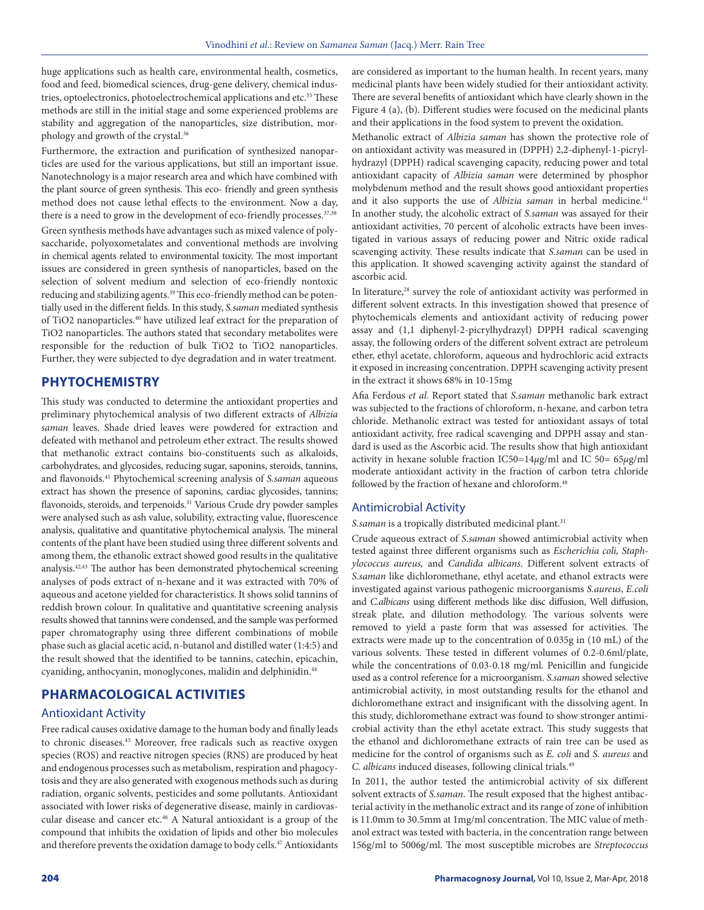huge applications such as health care, environmental health, cosmetics, food and feed, biomedical sciences, drug-gene delivery, chemical industries, optoelectronics, photoelectrochemical applications and etc.[35] These methods are still in the initial stage and some experienced problems are stability and aggregation of the nanoparticles, size distribution, morphology and growth of the crystal.[36]

Furthermore, the extraction and purification of synthesized nanoparticles are used for the various applications, but still an important issue. Nanotechnology is a major research area and which have combined with the plant source of green synthesis. This eco- friendly and green synthesis method does not cause lethal effects to the environment. Now a day, there is a need to grow in the development of eco-friendly processes.[37,38]

Green synthesis methods have advantages such as mixed valence of polysaccharide, polyoxometalates and conventional methods are involving in chemical agents related to environmental toxicity. The most important issues are considered in green synthesis of nanoparticles, based on the selection of solvent medium and selection of eco-friendly nontoxic reducing and stabilizing agents.[39] This eco-friendly method can be potentially used in the different fields. In this study, *S.saman* mediated synthesis of TiO2 nanoparticles.[40] have utilized leaf extract for the preparation of TiO2 nanoparticles. The authors stated that secondary metabolites were responsible for the reduction of bulk TiO2 to TiO2 nanoparticles. Further, they were subjected to dye degradation and in water treatment.

## PHYTOCHEMISTRY

This study was conducted to determine the antioxidant properties and preliminary phytochemical analysis of two different extracts of *Albizia saman* leaves. Shade dried leaves were powdered for extraction and defeated with methanol and petroleum ether extract. The results showed that methanolic extract contains bio-constituents such as alkaloids, carbohydrates, and glycosides, reducing sugar, saponins, steroids, tannins, and flavonoids.[41] Phytochemical screening analysis of *S.saman* aqueous extract has shown the presence of saponins, cardiac glycosides, tannins; flavonoids, steroids, and terpenoids.[31] Various Crude dry powder samples were analysed such as ash value, solubility, extracting value, fluorescence analysis, qualitative and quantitative phytochemical analysis. The mineral contents of the plant have been studied using three different solvents and among them, the ethanolic extract showed good results in the qualitative analysis.[42,43] The author has been demonstrated phytochemical screening analyses of pods extract of n-hexane and it was extracted with 70% of aqueous and acetone yielded for characteristics. It shows solid tannins of reddish brown colour. In qualitative and quantitative screening analysis results showed that tannins were condensed, and the sample was performed paper chromatography using three different combinations of mobile phase such as glacial acetic acid, n-butanol and distilled water (1:4:5) and the result showed that the identified to be tannins, catechin, epicachin, cyaniding, anthocyanin, monoglycones, malidin and delphinidin.[44]

## PHARMACOLOGICAL ACTIVITIES

### Antioxidant Activity

Free radical causes oxidative damage to the human body and finally leads to chronic diseases.[45] Moreover, free radicals such as reactive oxygen species (ROS) and reactive nitrogen species (RNS) are produced by heat and endogenous processes such as metabolism, respiration and phagocytosis and they are also generated with exogenous methods such as during radiation, organic solvents, pesticides and some pollutants. Antioxidant associated with lower risks of degenerative disease, mainly in cardiovascular disease and cancer etc.[46] A Natural antioxidant is a group of the compound that inhibits the oxidation of lipids and other bio molecules and therefore prevents the oxidation damage to body cells.[47] Antioxidants are considered as important to the human health. In recent years, many medicinal plants have been widely studied for their antioxidant activity. There are several benefits of antioxidant which have clearly shown in the Figure 4 (a), (b). Different studies were focused on the medicinal plants and their applications in the food system to prevent the oxidation.

Methanolic extract of *Albizia saman* has shown the protective role of on antioxidant activity was measured in (DPPH) 2,2-diphenyl-1-picrylhydrazyl (DPPH) radical scavenging capacity, reducing power and total antioxidant capacity of *Albizia saman* were determined by phosphor molybdenum method and the result shows good antioxidant properties and it also supports the use of *Albizia saman* in herbal medicine.[41] In another study, the alcoholic extract of *S.saman* was assayed for their antioxidant activities, 70 percent of alcoholic extracts have been investigated in various assays of reducing power and Nitric oxide radical scavenging activity. These results indicate that *S.saman* can be used in this application. It showed scavenging activity against the standard of ascorbic acid.

In literature,[28] survey the role of antioxidant activity was performed in different solvent extracts. In this investigation showed that presence of phytochemicals elements and antioxidant activity of reducing power assay and (1,1 diphenyl-2-picrylhydrazyl) DPPH radical scavenging assay, the following orders of the different solvent extract are petroleum ether, ethyl acetate, chloroform, aqueous and hydrochloric acid extracts it exposed in increasing concentration. DPPH scavenging activity present in the extract it shows 68% in 10-15mg

Afia Ferdous *et al*. Report stated that *S.saman* methanolic bark extract was subjected to the fractions of chloroform, n-hexane, and carbon tetra chloride. Methanolic extract was tested for antioxidant assays of total antioxidant activity, free radical scavenging and DPPH assay and standard is used as the Ascorbic acid. The results show that high antioxidant activity in hexane soluble fraction IC50=14μg/ml and IC 50= 65μg/ml moderate antioxidant activity in the fraction of carbon tetra chloride followed by the fraction of hexane and chloroform.[48]

### Antimicrobial Activity

*S.saman* is a tropically distributed medicinal plant.[31]

Crude aqueous extract of *S.saman* showed antimicrobial activity when tested against three different organisms such as *Escherichia coli, Staphylococcus aureus,* and *Candida albicans*. Different solvent extracts of *S.saman* like dichloromethane, ethyl acetate, and ethanol extracts were investigated against various pathogenic microorganisms *S.aureus*, *E.coli* and *C.albicans* using different methods like disc diffusion, Well diffusion, streak plate, and dilution methodology. The various solvents were removed to yield a paste form that was assessed for activities. The extracts were made up to the concentration of 0.035g in (10 mL) of the various solvents. These tested in different volumes of 0.2-0.6ml/plate, while the concentrations of 0.03-0.18 mg/ml. Penicillin and fungicide used as a control reference for a microorganism. *S.saman* showed selective antimicrobial activity, in most outstanding results for the ethanol and dichloromethane extract and insignificant with the dissolving agent. In this study, dichloromethane extract was found to show stronger antimicrobial activity than the ethyl acetate extract. This study suggests that the ethanol and dichloromethane extracts of rain tree can be used as medicine for the control of organisms such as *E. coli* and *S. aureus* and *C. albicans* induced diseases, following clinical trials.[49]

In 2011, the author tested the antimicrobial activity of six different solvent extracts of *S.saman*. The result exposed that the highest antibacterial activity in the methanolic extract and its range of zone of inhibition is 11.0mm to 30.5mm at 1mg/ml concentration. The MIC value of methanol extract was tested with bacteria, in the concentration range between 156g/ml to 5006g/ml. The most susceptible microbes are *Streptococcus*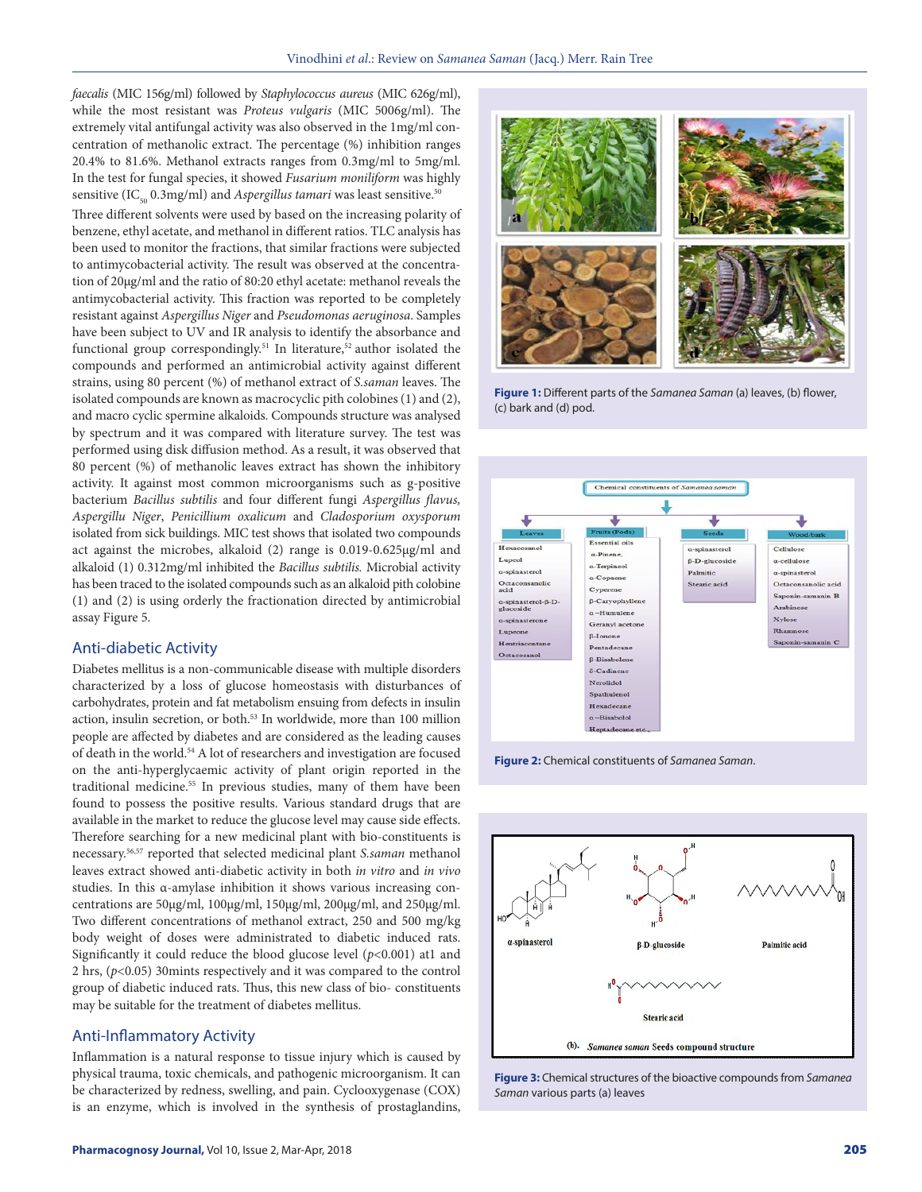*faecalis* (MIC 156g/ml) followed by *Staphylococcus aureus* (MIC 626g/ml), while the most resistant was *Proteus vulgaris* (MIC 5006g/ml). The extremely vital antifungal activity was also observed in the 1mg/ml concentration of methanolic extract. The percentage (%) inhibition ranges 20.4% to 81.6%. Methanol extracts ranges from 0.3mg/ml to 5mg/ml. In the test for fungal species, it showed *Fusarium moniliform* was highly sensitive ($IC_{50}$ 0.3mg/ml) and *Aspergillus tamari* was least sensitive.[50]

Three different solvents were used by based on the increasing polarity of benzene, ethyl acetate, and methanol in different ratios. TLC analysis has been used to monitor the fractions, that similar fractions were subjected to antimycobacterial activity. The result was observed at the concentration of 20µg/ml and the ratio of 80:20 ethyl acetate: methanol reveals the antimycobacterial activity. This fraction was reported to be completely resistant against *Aspergillus Niger* and *Pseudomonas aeruginosa*. Samples have been subject to UV and IR analysis to identify the absorbance and functional group correspondingly.[51] In literature,[52] author isolated the compounds and performed an antimicrobial activity against different strains, using 80 percent (%) of methanol extract of *S.saman* leaves. The isolated compounds are known as macrocyclic pith colobines (1) and (2), and macro cyclic spermine alkaloids. Compounds structure was analysed by spectrum and it was compared with literature survey. The test was performed using disk diffusion method. As a result, it was observed that 80 percent (%) of methanolic leaves extract has shown the inhibitory activity. It against most common microorganisms such as g-positive bacterium *Bacillus subtilis* and four different fungi *Aspergillus flavus, Aspergillu Niger*, *Penicillium oxalicum* and *Cladosporium oxysporum* isolated from sick buildings. MIC test shows that isolated two compounds act against the microbes, alkaloid (2) range is 0.019-0.625µg/ml and alkaloid (1) 0.312mg/ml inhibited the *Bacillus subtilis*. Microbial activity has been traced to the isolated compounds such as an alkaloid pith colobine (1) and (2) is using orderly the fractionation directed by antimicrobial assay Figure 5.

## Anti-diabetic Activity

Diabetes mellitus is a non-communicable disease with multiple disorders characterized by a loss of glucose homeostasis with disturbances of carbohydrates, protein and fat metabolism ensuing from defects in insulin action, insulin secretion, or both.[53] In worldwide, more than 100 million people are affected by diabetes and are considered as the leading causes of death in the world.[54] A lot of researchers and investigation are focused on the anti-hyperglycaemic activity of plant origin reported in the traditional medicine.[55] In previous studies, many of them have been found to possess the positive results. Various standard drugs that are available in the market to reduce the glucose level may cause side effects. Therefore searching for a new medicinal plant with bio-constituents is necessary.[56,57] reported that selected medicinal plant *S.saman* methanol leaves extract showed anti-diabetic activity in both *in vitro* and *in vivo* studies. In this α-amylase inhibition it shows various increasing concentrations are 50µg/ml, 100µg/ml, 150µg/ml, 200µg/ml, and 250µg/ml. Two different concentrations of methanol extract, 250 and 500 mg/kg body weight of doses were administrated to diabetic induced rats. Significantly it could reduce the blood glucose level ($p$<0.001) at1 and 2 hrs, ($p$<0.05) 30mints respectively and it was compared to the control group of diabetic induced rats. Thus, this new class of bio- constituents may be suitable for the treatment of diabetes mellitus.

## Anti-Inflammatory Activity

Inflammation is a natural response to tissue injury which is caused by physical trauma, toxic chemicals, and pathogenic microorganism. It can be characterized by redness, swelling, and pain. Cyclooxygenase (COX) is an enzyme, which is involved in the synthesis of prostaglandins,

**Figure 1:** Different parts of the *Samanea Saman* (a) leaves, (b) flower, (c) bark and (d) pod.

**Figure 2:** Chemical constituents of *Samanea Saman*.

**Figure 3:** Chemical structures of the bioactive compounds from *Samanea Saman* various parts (a) leaves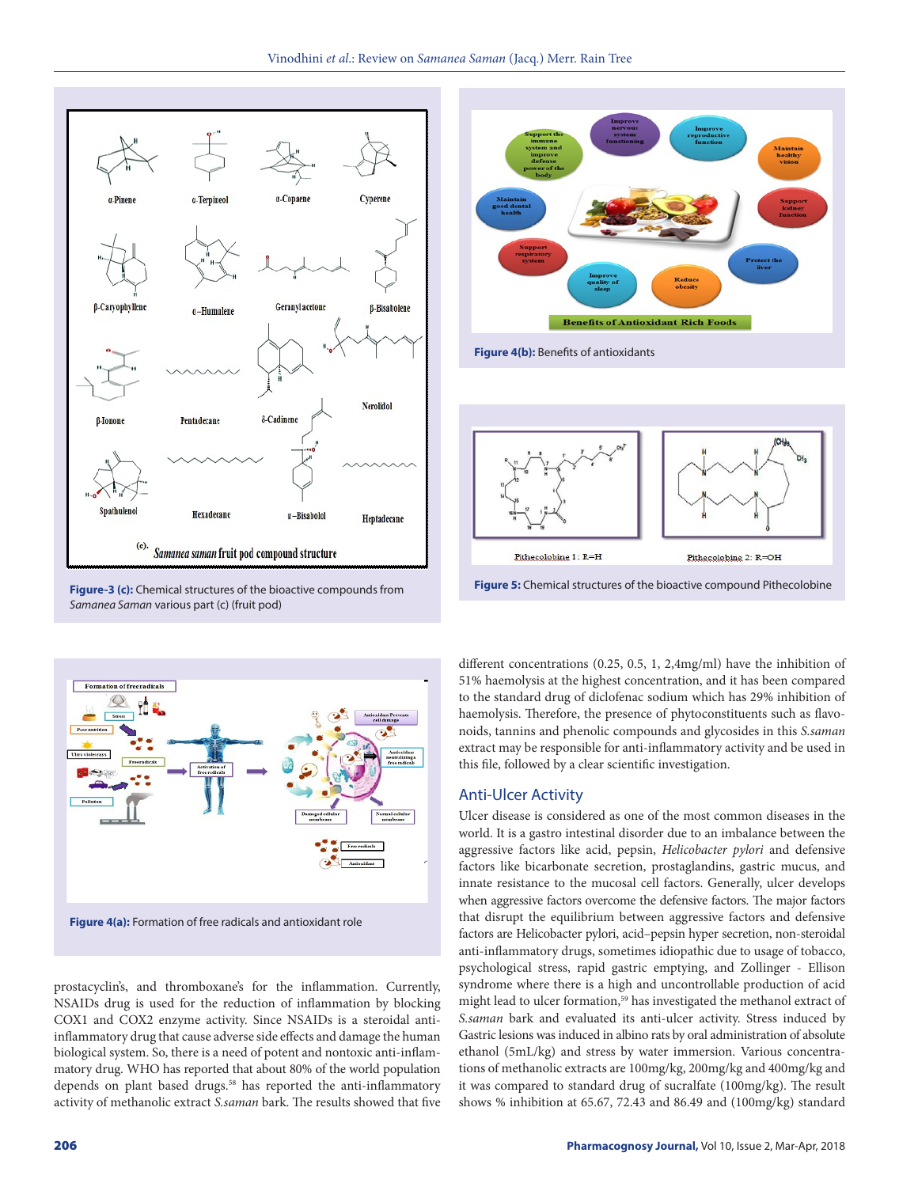Figure-3 (c): Chemical structures of the bioactive compounds from *Samanea Saman* various part (c) (fruit pod)

Figure 4(b): Benefits of antioxidants

Figure 5: Chemical structures of the bioactive compound Pithecolobine

Figure 4(a): Formation of free radicals and antioxidant role

prostacyclin's, and thromboxane's for the inflammation. Currently, NSAIDs drug is used for the reduction of inflammation by blocking COX1 and COX2 enzyme activity. Since NSAIDs is a steroidal anti-inflammatory drug that cause adverse side effects and damage the human biological system. So, there is a need of potent and nontoxic anti-inflammatory drug. WHO has reported that about 80% of the world population depends on plant based drugs.[58] has reported the anti-inflammatory activity of methanolic extract *S.saman* bark. The results showed that five different concentrations (0.25, 0.5, 1, 2,4mg/ml) have the inhibition of 51% haemolysis at the highest concentration, and it has been compared to the standard drug of diclofenac sodium which has 29% inhibition of haemolysis. Therefore, the presence of phytoconstituents such as flavonoids, tannins and phenolic compounds and glycosides in this *S.saman* extract may be responsible for anti-inflammatory activity and be used in this file, followed by a clear scientific investigation.

## Anti-Ulcer Activity

Ulcer disease is considered as one of the most common diseases in the world. It is a gastro intestinal disorder due to an imbalance between the aggressive factors like acid, pepsin, *Helicobacter pylori* and defensive factors like bicarbonate secretion, prostaglandins, gastric mucus, and innate resistance to the mucosal cell factors. Generally, ulcer develops when aggressive factors overcome the defensive factors. The major factors that disrupt the equilibrium between aggressive factors and defensive factors are Helicobacter pylori, acid–pepsin hyper secretion, non-steroidal anti-inflammatory drugs, sometimes idiopathic due to usage of tobacco, psychological stress, rapid gastric emptying, and Zollinger - Ellison syndrome where there is a high and uncontrollable production of acid might lead to ulcer formation,[59] has investigated the methanol extract of *S.saman* bark and evaluated its anti-ulcer activity. Stress induced by Gastric lesions was induced in albino rats by oral administration of absolute ethanol (5mL/kg) and stress by water immersion. Various concentrations of methanolic extracts are 100mg/kg, 200mg/kg and 400mg/kg and it was compared to standard drug of sucralfate (100mg/kg). The result shows % inhibition at 65.67, 72.43 and 86.49 and (100mg/kg) standard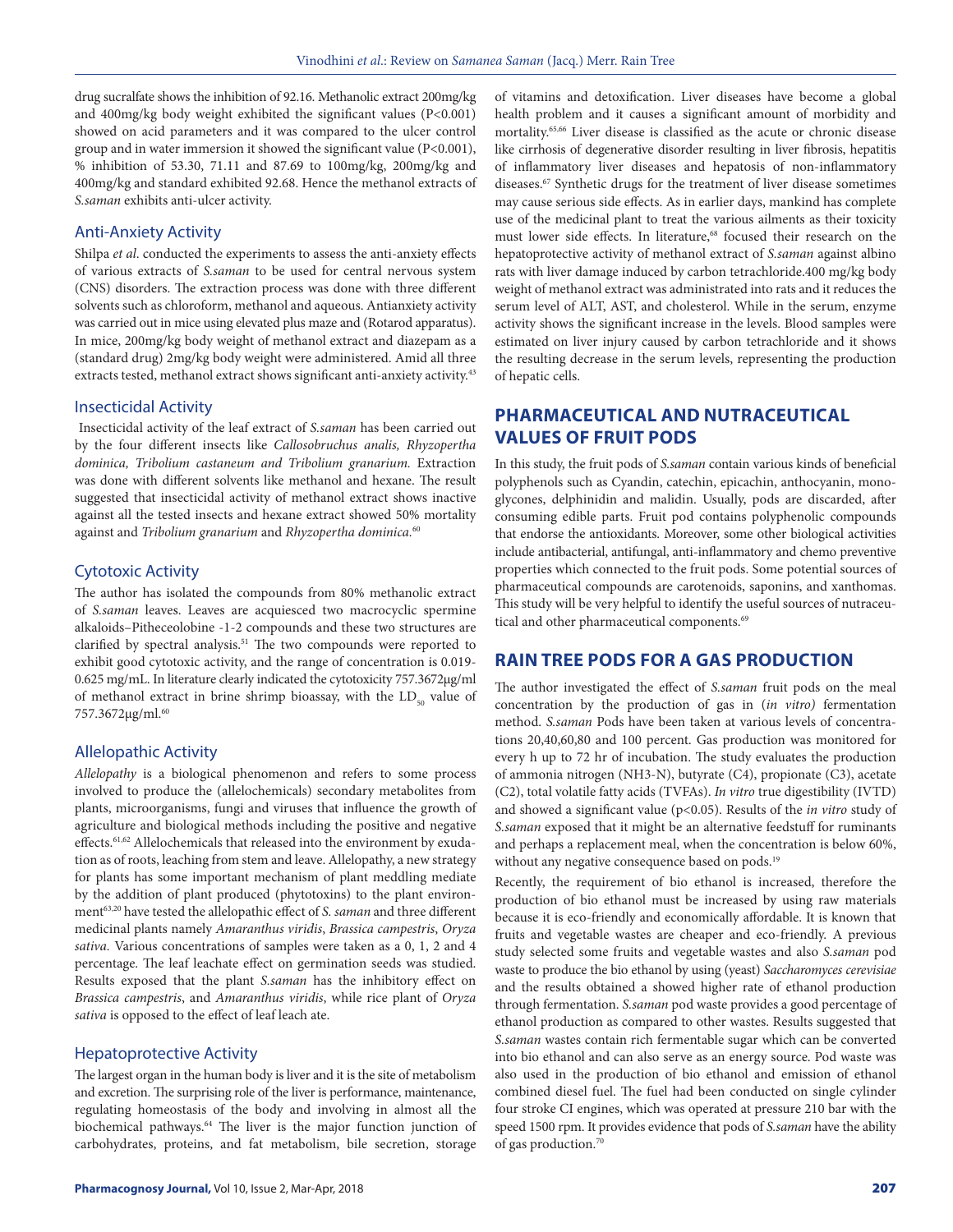drug sucralfate shows the inhibition of 92.16. Methanolic extract 200mg/kg and 400mg/kg body weight exhibited the significant values ($P<0.001$) showed on acid parameters and it was compared to the ulcer control group and in water immersion it showed the significant value ($P<0.001$), % inhibition of 53.30, 71.11 and 87.69 to 100mg/kg, 200mg/kg and 400mg/kg and standard exhibited 92.68. Hence the methanol extracts of *S.saman* exhibits anti-ulcer activity.

### Anti-Anxiety Activity

Shilpa *et al*. conducted the experiments to assess the anti-anxiety effects of various extracts of *S.saman* to be used for central nervous system (CNS) disorders. The extraction process was done with three different solvents such as chloroform, methanol and aqueous. Antianxiety activity was carried out in mice using elevated plus maze and (Rotarod apparatus). In mice, 200mg/kg body weight of methanol extract and diazepam as a (standard drug) 2mg/kg body weight were administered. Amid all three extracts tested, methanol extract shows significant anti-anxiety activity.[43]

### Insecticidal Activity

Insecticidal activity of the leaf extract of *S.saman* has been carried out by the four different insects like *Callosobruchus analis, Rhyzopertha dominica, Tribolium castaneum and Tribolium granarium.* Extraction was done with different solvents like methanol and hexane. The result suggested that insecticidal activity of methanol extract shows inactive against all the tested insects and hexane extract showed 50% mortality against and *Tribolium granarium* and *Rhyzopertha dominica.*[60]

### Cytotoxic Activity

The author has isolated the compounds from 80% methanolic extract of *S.saman* leaves. Leaves are acquiesced two macrocyclic spermine alkaloids–Pitheceolobine -1-2 compounds and these two structures are clarified by spectral analysis.[51] The two compounds were reported to exhibit good cytotoxic activity, and the range of concentration is 0.019-0.625 mg/mL. In literature clearly indicated the cytotoxicity 757.3672µg/ml of methanol extract in brine shrimp bioassay, with the $LD_{50}$ value of 757.3672µg/ml.[60]

### Allelopathic Activity

*Allelopathy* is a biological phenomenon and refers to some process involved to produce the (allelochemicals) secondary metabolites from plants, microorganisms, fungi and viruses that influence the growth of agriculture and biological methods including the positive and negative effects.[61,62] Allelochemicals that released into the environment by exudation as of roots, leaching from stem and leave. Allelopathy, a new strategy for plants has some important mechanism of plant meddling mediate by the addition of plant produced (phytotoxins) to the plant environment[63,20] have tested the allelopathic effect of *S. saman* and three different medicinal plants namely *Amaranthus viridis*, *Brassica campestris*, *Oryza sativa.* Various concentrations of samples were taken as a 0, 1, 2 and 4 percentage. The leaf leachate effect on germination seeds was studied. Results exposed that the plant *S.saman* has the inhibitory effect on *Brassica campestris*, and *Amaranthus viridis*, while rice plant of *Oryza sativa* is opposed to the effect of leaf leach ate.

### Hepatoprotective Activity

The largest organ in the human body is liver and it is the site of metabolism and excretion. The surprising role of the liver is performance, maintenance, regulating homeostasis of the body and involving in almost all the biochemical pathways.[64] The liver is the major function junction of carbohydrates, proteins, and fat metabolism, bile secretion, storage of vitamins and detoxification. Liver diseases have become a global health problem and it causes a significant amount of morbidity and mortality.[65,66] Liver disease is classified as the acute or chronic disease like cirrhosis of degenerative disorder resulting in liver fibrosis, hepatitis of inflammatory liver diseases and hepatosis of non-inflammatory diseases.[67] Synthetic drugs for the treatment of liver disease sometimes may cause serious side effects. As in earlier days, mankind has complete use of the medicinal plant to treat the various ailments as their toxicity must lower side effects. In literature,[68] focused their research on the hepatoprotective activity of methanol extract of *S.saman* against albino rats with liver damage induced by carbon tetrachloride.400 mg/kg body weight of methanol extract was administrated into rats and it reduces the serum level of ALT, AST, and cholesterol. While in the serum, enzyme activity shows the significant increase in the levels. Blood samples were estimated on liver injury caused by carbon tetrachloride and it shows the resulting decrease in the serum levels, representing the production of hepatic cells.

## PHARMACEUTICAL AND NUTRACEUTICAL VALUES OF FRUIT PODS

In this study, the fruit pods of *S.saman* contain various kinds of beneficial polyphenols such as Cyandin, catechin, epicachin, anthocyanin, mono-glycones, delphinidin and malidin. Usually, pods are discarded, after consuming edible parts. Fruit pod contains polyphenolic compounds that endorse the antioxidants. Moreover, some other biological activities include antibacterial, antifungal, anti-inflammatory and chemo preventive properties which connected to the fruit pods. Some potential sources of pharmaceutical compounds are carotenoids, saponins, and xanthomas. This study will be very helpful to identify the useful sources of nutraceutical and other pharmaceutical components.[69]

## RAIN TREE PODS FOR A GAS PRODUCTION

The author investigated the effect of *S.saman* fruit pods on the meal concentration by the production of gas in (*in vitro)* fermentation method. *S.saman* Pods have been taken at various levels of concentrations 20,40,60,80 and 100 percent. Gas production was monitored for every h up to 72 hr of incubation. The study evaluates the production of ammonia nitrogen (NH3-N), butyrate (C4), propionate (C3), acetate (C2), total volatile fatty acids (TVFAs). *In vitro* true digestibility (IVTD) and showed a significant value ($p<0.05$). Results of the *in vitro* study of *S.saman* exposed that it might be an alternative feedstuff for ruminants and perhaps a replacement meal, when the concentration is below 60%, without any negative consequence based on pods.[19]

Recently, the requirement of bio ethanol is increased, therefore the production of bio ethanol must be increased by using raw materials because it is eco-friendly and economically affordable. It is known that fruits and vegetable wastes are cheaper and eco-friendly. A previous study selected some fruits and vegetable wastes and also *S.saman* pod waste to produce the bio ethanol by using (yeast) *Saccharomyces cerevisiae* and the results obtained a showed higher rate of ethanol production through fermentation. *S.saman* pod waste provides a good percentage of ethanol production as compared to other wastes. Results suggested that *S.saman* wastes contain rich fermentable sugar which can be converted into bio ethanol and can also serve as an energy source. Pod waste was also used in the production of bio ethanol and emission of ethanol combined diesel fuel. The fuel had been conducted on single cylinder four stroke CI engines, which was operated at pressure 210 bar with the speed 1500 rpm. It provides evidence that pods of *S.saman* have the ability of gas production.[70]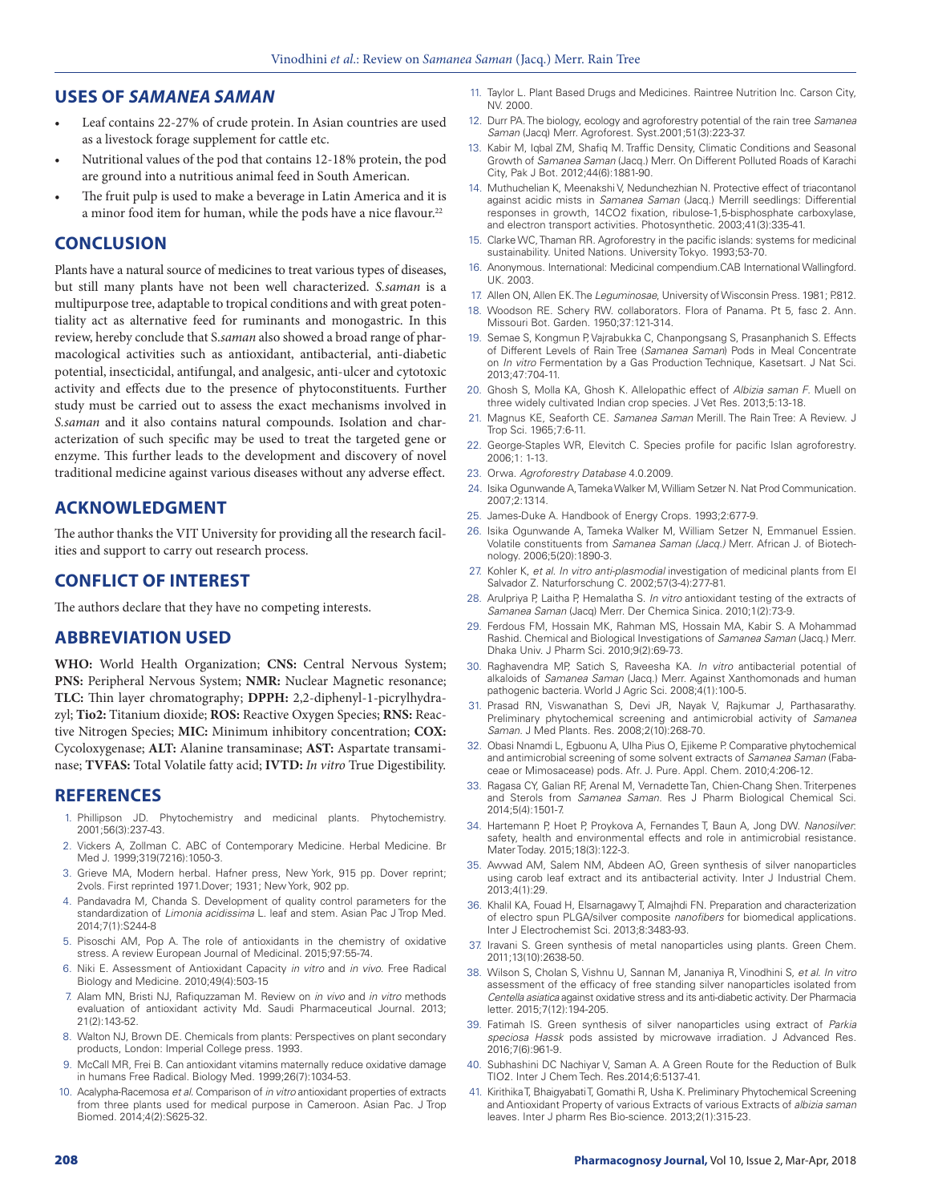## USES OF *SAMANEA SAMAN*

- Leaf contains 22-27% of crude protein. In Asian countries are used as a livestock forage supplement for cattle etc.
- Nutritional values of the pod that contains 12-18% protein, the pod are ground into a nutritious animal feed in South American.
- The fruit pulp is used to make a beverage in Latin America and it is a minor food item for human, while the pods have a nice flavour.[22]

## CONCLUSION

Plants have a natural source of medicines to treat various types of diseases, but still many plants have not been well characterized. *S.saman* is a multipurpose tree, adaptable to tropical conditions and with great potentiality act as alternative feed for ruminants and monogastric. In this review, hereby conclude that S.*saman* also showed a broad range of pharmacological activities such as antioxidant, antibacterial, anti-diabetic potential, insecticidal, antifungal, and analgesic, anti-ulcer and cytotoxic activity and effects due to the presence of phytoconstituents. Further study must be carried out to assess the exact mechanisms involved in *S.saman* and it also contains natural compounds. Isolation and characterization of such specific may be used to treat the targeted gene or enzyme. This further leads to the development and discovery of novel traditional medicine against various diseases without any adverse effect.

## ACKNOWLEDGMENT

The author thanks the VIT University for providing all the research facilities and support to carry out research process.

## CONFLICT OF INTEREST

The authors declare that they have no competing interests.

## ABBREVIATION USED

**WHO:** World Health Organization; **CNS:** Central Nervous System; **PNS:** Peripheral Nervous System; **NMR:** Nuclear Magnetic resonance; **TLC:** Thin layer chromatography; **DPPH:** 2,2-diphenyl-1-picrylhydrazyl; **Tio2:** Titanium dioxide; **ROS:** Reactive Oxygen Species; **RNS:** Reactive Nitrogen Species; **MIC:** Minimum inhibitory concentration; **COX:** Cycoloxygenase; **ALT:** Alanine transaminase; **AST:** Aspartate transaminase; **TVFAS:** Total Volatile fatty acid; **IVTD:** *In vitro* True Digestibility.

## REFERENCES

1. Phillipson JD. Phytochemistry and medicinal plants. Phytochemistry. 2001;56(3):237-43.
2. Vickers A, Zollman C. ABC of Contemporary Medicine. Herbal Medicine. Br Med J. 1999;319(7216):1050-3.
3. Grieve MA, Modern herbal. Hafner press, New York, 915 pp. Dover reprint; 2vols. First reprinted 1971.Dover; 1931; New York, 902 pp.
4. Pandavadra M, Chanda S. Development of quality control parameters for the standardization of *Limonia acidissima* L. leaf and stem. Asian Pac J Trop Med. 2014;7(1):S244-8
5. Pisoschi AM, Pop A. The role of antioxidants in the chemistry of oxidative stress. A review European Journal of Medicinal. 2015;97:55-74.
6. Niki E. Assessment of Antioxidant Capacity *in vitro* and *in vivo*. Free Radical Biology and Medicine. 2010;49(4):503-15
7. Alam MN, Bristi NJ, Rafiquzzaman M. Review on *in vivo* and *in vitro* methods evaluation of antioxidant activity Md. Saudi Pharmaceutical Journal. 2013; 21(2):143-52.
8. Walton NJ, Brown DE. Chemicals from plants: Perspectives on plant secondary products, London: Imperial College press. 1993.
9. McCall MR, Frei B. Can antioxidant vitamins maternally reduce oxidative damage in humans Free Radical. Biology Med. 1999;26(7):1034-53.
10. Acalypha-Racemosa *et al*. Comparison of *in vitro* antioxidant properties of extracts from three plants used for medical purpose in Cameroon. Asian Pac. J Trop Biomed. 2014;4(2):S625-32.
11. Taylor L. Plant Based Drugs and Medicines. Raintree Nutrition Inc. Carson City, NV. 2000.
12. Durr PA. The biology, ecology and agroforestry potential of the rain tree *Samanea Saman* (Jacq) Merr. Agroforest. Syst.2001;51(3):223-37.
13. Kabir M, Iqbal ZM, Shafiq M. Traffic Density, Climatic Conditions and Seasonal Growth of *Samanea Saman* (Jacq.) Merr. On Different Polluted Roads of Karachi City, Pak J Bot. 2012;44(6):1881-90.
14. Muthuchelian K, Meenakshi V, Nedunchezhian N. Protective effect of triacontanol against acidic mists in *Samanea Saman* (Jacq.) Merrill seedlings: Differential responses in growth, 14CO2 fixation, ribulose-1,5-bisphosphate carboxylase, and electron transport activities. Photosynthetic. 2003;41(3):335-41.
15. Clarke WC, Thaman RR. Agroforestry in the pacific islands: systems for medicinal sustainability. United Nations. University Tokyo. 1993;53-70.
16. Anonymous. International: Medicinal compendium.CAB International Wallingford. UK. 2003.
17. Allen ON, Allen EK. The *Leguminosae*, University of Wisconsin Press. 1981; P.812.
18. Woodson RE. Schery RW. collaborators. Flora of Panama. Pt 5, fasc 2. Ann. Missouri Bot. Garden. 1950;37:121-314.
19. Semae S, Kongmun P, Vajrabukka C, Chanpongsang S, Prasanphanich S. Effects of Different Levels of Rain Tree (*Samanea Saman*) Pods in Meal Concentrate on *In vitro* Fermentation by a Gas Production Technique, Kasetsart. J Nat Sci. 2013;47:704-11.
20. Ghosh S, Molla KA, Ghosh K. Allelopathic effect of *Albizia saman F*. Muell on three widely cultivated Indian crop species. J Vet Res. 2013;5:13-18.
21. Magnus KE, Seaforth CE. *Samanea Saman* Merill. The Rain Tree: A Review. J Trop Sci. 1965;7:6-11.
22. George-Staples WR, Elevitch C. Species profile for pacific Islan agroforestry. 2006;1: 1-13.
23. Orwa. *Agroforestry Database* 4.0.2009.
24. Isika Ogunwande A, Tameka Walker M, William Setzer N. Nat Prod Communication. 2007;2:1314.
25. James-Duke A. Handbook of Energy Crops. 1993;2:677-9.
26. Isika Ogunwande A, Tameka Walker M, William Setzer N, Emmanuel Essien. Volatile constituents from *Samanea Saman (Jacq.)* Merr. African J. of Biotechnology. 2006;5(20):1890-3.
27. Kohler K, *et al*. *In vitro anti-plasmodial* investigation of medicinal plants from El Salvador Z. Naturforschung C. 2002;57(3-4):277-81.
28. Arulpriya P, Laitha P, Hemalatha S. *In vitro* antioxidant testing of the extracts of *Samanea Saman* (Jacq) Merr. Der Chemica Sinica. 2010;1(2):73-9.
29. Ferdous FM, Hossain MK, Rahman MS, Hossain MA, Kabir S. A Mohammad Rashid. Chemical and Biological Investigations of *Samanea Saman* (Jacq.) Merr. Dhaka Univ. J Pharm Sci. 2010;9(2):69-73.
30. Raghavendra MP, Satich S, Raveesha KA. *In vitro* antibacterial potential of alkaloids of *Samanea Saman* (Jacq.) Merr. Against Xanthomonads and human pathogenic bacteria. World J Agric Sci. 2008;4(1):100-5.
31. Prasad RN, Viswanathan S, Devi JR, Nayak V, Rajkumar J, Parthasarathy. Preliminary phytochemical screening and antimicrobial activity of *Samanea Saman*. J Med Plants. Res. 2008;2(10):268-70.
32. Obasi Nnamdi L, Egbuonu A, Ulha Pius O, Ejikeme P. Comparative phytochemical and antimicrobial screening of some solvent extracts of *Samanea Saman* (Fabaceae or Mimosaceae) pods. Afr. J. Pure. Appl. Chem. 2010;4:206-12.
33. Ragasa CY, Galian RF, Arenal M, Vernadette Tan, Chien-Chang Shen. Triterpenes and Sterols from *Samanea Saman*. Res J Pharm Biological Chemical Sci. 2014;5(4):1501-7.
34. Hartemann P, Hoet P, Proykova A, Fernandes T, Baun A, Jong DW. *Nanosilver*: safety, health and environmental effects and role in antimicrobial resistance. Mater Today. 2015;18(3):122-3.
35. Awwad AM, Salem NM, Abdeen AO, Green synthesis of silver nanoparticles using carob leaf extract and its antibacterial activity. Inter J Industrial Chem. 2013;4(1):29.
36. Khalil KA, Fouad H, Elsarnagawy T, Almajhdi FN. Preparation and characterization of electro spun PLGA/silver composite *nanofibers* for biomedical applications. Inter J Electrochemist Sci. 2013;8:3483-93.
37. Iravani S. Green synthesis of metal nanoparticles using plants. Green Chem. 2011;13(10):2638-50.
38. Wilson S, Cholan S, Vishnu U, Sannan M, Jananiya R, Vinodhini S, *et al. In vitro* assessment of the efficacy of free standing silver nanoparticles isolated from *Centella asiatica* against oxidative stress and its anti-diabetic activity. Der Pharmacia letter. 2015;7(12):194-205.
39. Fatimah IS. Green synthesis of silver nanoparticles using extract of *Parkia speciosa Hassk* pods assisted by microwave irradiation. J Advanced Res. 2016;7(6):961-9.
40. Subhashini DC Nachiyar V, Saman A. A Green Route for the Reduction of Bulk TIO2. Inter J Chem Tech. Res.2014;6:5137-41.
41. Kirithika T, Bhaigyabati T, Gomathi R, Usha K. Preliminary Phytochemical Screening and Antioxidant Property of various Extracts of various Extracts of *albizia saman* leaves. Inter J pharm Res Bio-science. 2013;2(1):315-23.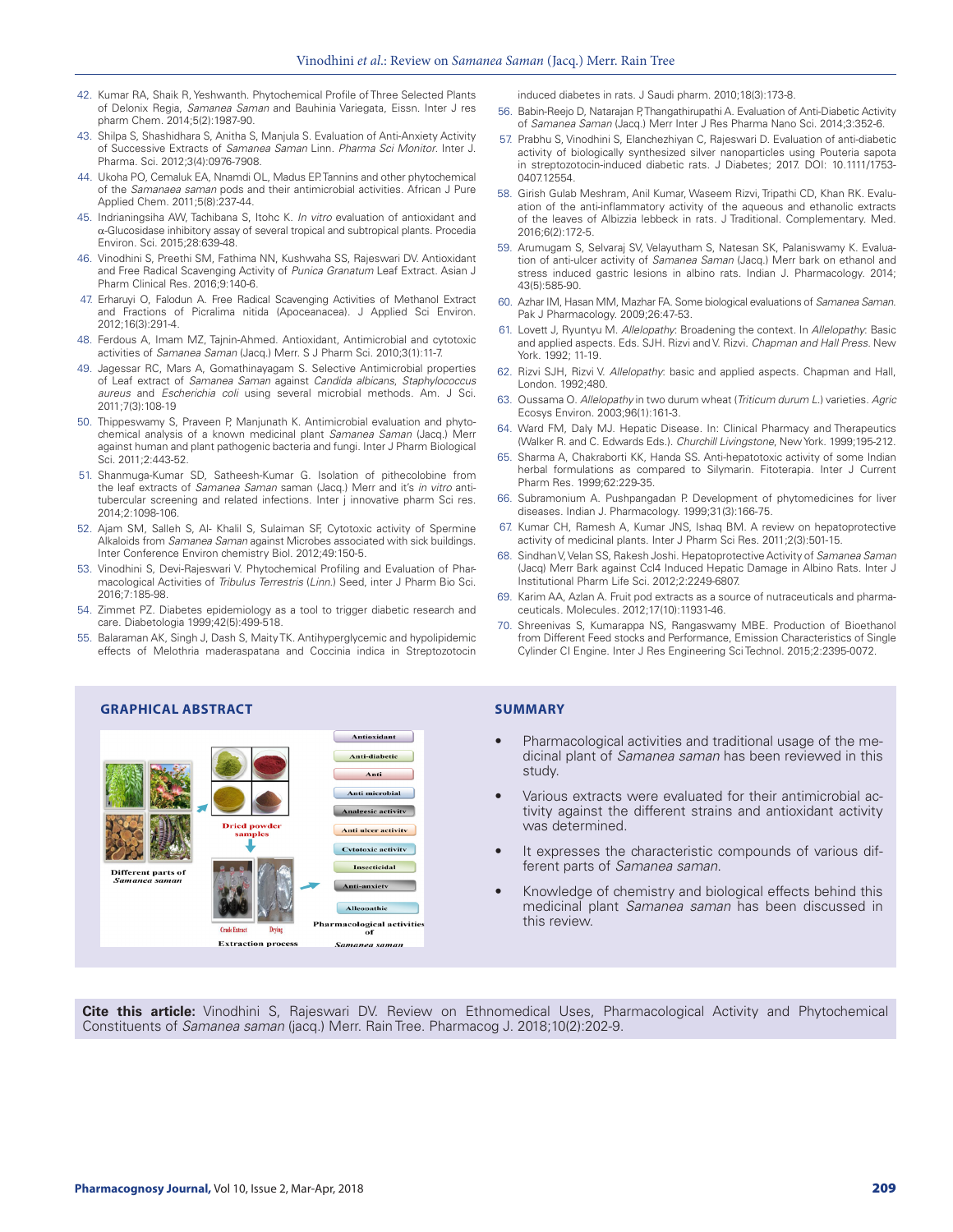42. Kumar RA, Shaik R, Yeshwanth. Phytochemical Profile of Three Selected Plants of Delonix Regia, *Samanea Saman* and Bauhinia Variegata, Eissn. Inter J res pharm Chem. 2014;5(2):1987-90.
43. Shilpa S, Shashidhara S, Anitha S, Manjula S. Evaluation of Anti-Anxiety Activity of Successive Extracts of *Samanea Saman* Linn. *Pharma Sci Monitor*. Inter J. Pharma. Sci. 2012;3(4):0976-7908.
44. Ukoha PO, Cemaluk EA, Nnamdi OL, Madus EP. Tannins and other phytochemical of the *Samanaea saman* pods and their antimicrobial activities. African J Pure Applied Chem. 2011;5(8):237-44.
45. Indrianingsiha AW, Tachibana S, Itohc K. *In vitro* evaluation of antioxidant and α-Glucosidase inhibitory assay of several tropical and subtropical plants. Procedia Environ. Sci. 2015;28:639-48.
46. Vinodhini S, Preethi SM, Fathima NN, Kushwaha SS, Rajeswari DV. Antioxidant and Free Radical Scavenging Activity of *Punica Granatum* Leaf Extract. Asian J Pharm Clinical Res. 2016;9:140-6.
47. Erharuyi O, Falodun A. Free Radical Scavenging Activities of Methanol Extract and Fractions of Picralima nitida (Apoceanacea). J Applied Sci Environ. 2012;16(3):291-4.
48. Ferdous A, Imam MZ, Tajnin-Ahmed. Antioxidant, Antimicrobial and cytotoxic activities of *Samanea Saman* (Jacq.) Merr. S J Pharm Sci. 2010;3(1):11-7.
49. Jagessar RC, Mars A, Gomathinayagam S. Selective Antimicrobial properties of Leaf extract of *Samanea Saman* against *Candida albicans*, *Staphylococcus aureus* and *Escherichia coli* using several microbial methods. Am. J Sci. 2011;7(3):108-19
50. Thippeswamy S, Praveen P, Manjunath K. Antimicrobial evaluation and phytochemical analysis of a known medicinal plant *Samanea Saman* (Jacq.) Merr against human and plant pathogenic bacteria and fungi. Inter J Pharm Biological Sci. 2011;2:443-52.
51. Shanmuga-Kumar SD, Satheesh-Kumar G. Isolation of pithecolobine from the leaf extracts of *Samanea Saman* saman (Jacq.) Merr and it's *in vitro* antitubercular screening and related infections. Inter j innovative pharm Sci res. 2014;2:1098-106.
52. Ajam SM, Salleh S, Al- Khalil S, Sulaiman SF, Cytotoxic activity of Spermine Alkaloids from *Samanea Saman* against Microbes associated with sick buildings. Inter Conference Environ chemistry Biol. 2012;49:150-5.
53. Vinodhini S, Devi-Rajeswari V. Phytochemical Profiling and Evaluation of Pharmacological Activities of *Tribulus Terrestris* (*Linn.*) Seed, inter J Pharm Bio Sci. 2016;7:185-98.
54. Zimmet PZ. Diabetes epidemiology as a tool to trigger diabetic research and care. Diabetologia 1999;42(5):499-518.
55. Balaraman AK, Singh J, Dash S, Maity TK. Antihyperglycemic and hypolipidemic effects of Melothria maderaspatana and Coccinia indica in Streptozotocin induced diabetes in rats. J Saudi pharm. 2010;18(3):173-8.
56. Babin-Reejo D, Natarajan P, Thangathirupathi A. Evaluation of Anti-Diabetic Activity of *Samanea Saman* (Jacq.) Merr Inter J Res Pharma Nano Sci. 2014;3:352-6.
57. Prabhu S, Vinodhini S, Elanchezhiyan C, Rajeswari D. Evaluation of anti-diabetic activity of biologically synthesized silver nanoparticles using Pouteria sapota in streptozotocin-induced diabetic rats. J Diabetes; 2017. DOI: 10.1111/1753-0407.12554.
58. Girish Gulab Meshram, Anil Kumar, Waseem Rizvi, Tripathi CD, Khan RK. Evaluation of the anti-inflammatory activity of the aqueous and ethanolic extracts of the leaves of Albizzia lebbeck in rats. J Traditional. Complementary. Med. 2016;6(2):172-5.
59. Arumugam S, Selvaraj SV, Velayutham S, Natesan SK, Palaniswamy K. Evaluation of anti-ulcer activity of *Samanea Saman* (Jacq.) Merr bark on ethanol and stress induced gastric lesions in albino rats. Indian J. Pharmacology. 2014; 43(5):585-90.
60. Azhar IM, Hasan MM, Mazhar FA. Some biological evaluations of *Samanea Saman*. Pak J Pharmacology. 2009;26:47-53.
61. Lovett J, Ryuntyu M. *Allelopathy*: Broadening the context. In *Allelopathy*: Basic and applied aspects. Eds. SJH. Rizvi and V. Rizvi. *Chapman and Hall Press*. New York. 1992; 11-19.
62. Rizvi SJH, Rizvi V. *Allelopathy*: basic and applied aspects. Chapman and Hall, London. 1992;480.
63. Oussama O. *Allelopathy* in two durum wheat (*Triticum durum L.*) varieties. *Agric* Ecosys Environ. 2003;96(1):161-3.
64. Ward FM, Daly MJ. Hepatic Disease. In: Clinical Pharmacy and Therapeutics (Walker R. and C. Edwards Eds.). *Churchill Livingstone*, New York. 1999;195-212.
65. Sharma A, Chakraborti KK, Handa SS. Anti-hepatotoxic activity of some Indian herbal formulations as compared to Silymarin. Fitoterapia. Inter J Current Pharm Res. 1999;62:229-35.
66. Subramonium A. Pushpangadan P. Development of phytomedicines for liver diseases. Indian J. Pharmacology. 1999;31(3):166-75.
67. Kumar CH, Ramesh A, Kumar JNS, Ishaq BM. A review on hepatoprotective activity of medicinal plants. Inter J Pharm Sci Res. 2011;2(3):501-15.
68. Sindhan V, Velan SS, Rakesh Joshi. Hepatoprotective Activity of *Samanea Saman* (Jacq) Merr Bark against Ccl4 Induced Hepatic Damage in Albino Rats. Inter J Institutional Pharm Life Sci. 2012;2:2249-6807.
69. Karim AA, Azlan A. Fruit pod extracts as a source of nutraceuticals and pharmaceuticals. Molecules. 2012;17(10):11931-46.
70. Shreenivas S, Kumarappa NS, Rangaswamy MBE. Production of Bioethanol from Different Feed stocks and Performance, Emission Characteristics of Single Cylinder CI Engine. Inter J Res Engineering Sci Technol. 2015;2:2395-0072.

## GRAPHICAL ABSTRACT

Different parts of *Samanea saman*

Dried powder samples

Crude Extract

Drying

Extraction process

Antioxidant

Anti-diabetic

Anti

Anti microbial

Analgesic activity

Anti ulcer activity

Cytotoxic activity

Insecticidal

Anti-anxiety

Alleopathic

Pharmacological activities of *Samanea saman*

## SUMMARY

- Pharmacological activities and traditional usage of the medicinal plant of *Samanea saman* has been reviewed in this study.
- Various extracts were evaluated for their antimicrobial activity against the different strains and antioxidant activity was determined.
- It expresses the characteristic compounds of various different parts of *Samanea saman*.
- Knowledge of chemistry and biological effects behind this medicinal plant *Samanea saman* has been discussed in this review.

**Cite this article:** Vinodhini S, Rajeswari DV. Review on Ethnomedical Uses, Pharmacological Activity and Phytochemical Constituents of *Samanea saman* (jacq.) Merr. Rain Tree. Pharmacog J. 2018;10(2):202-9.